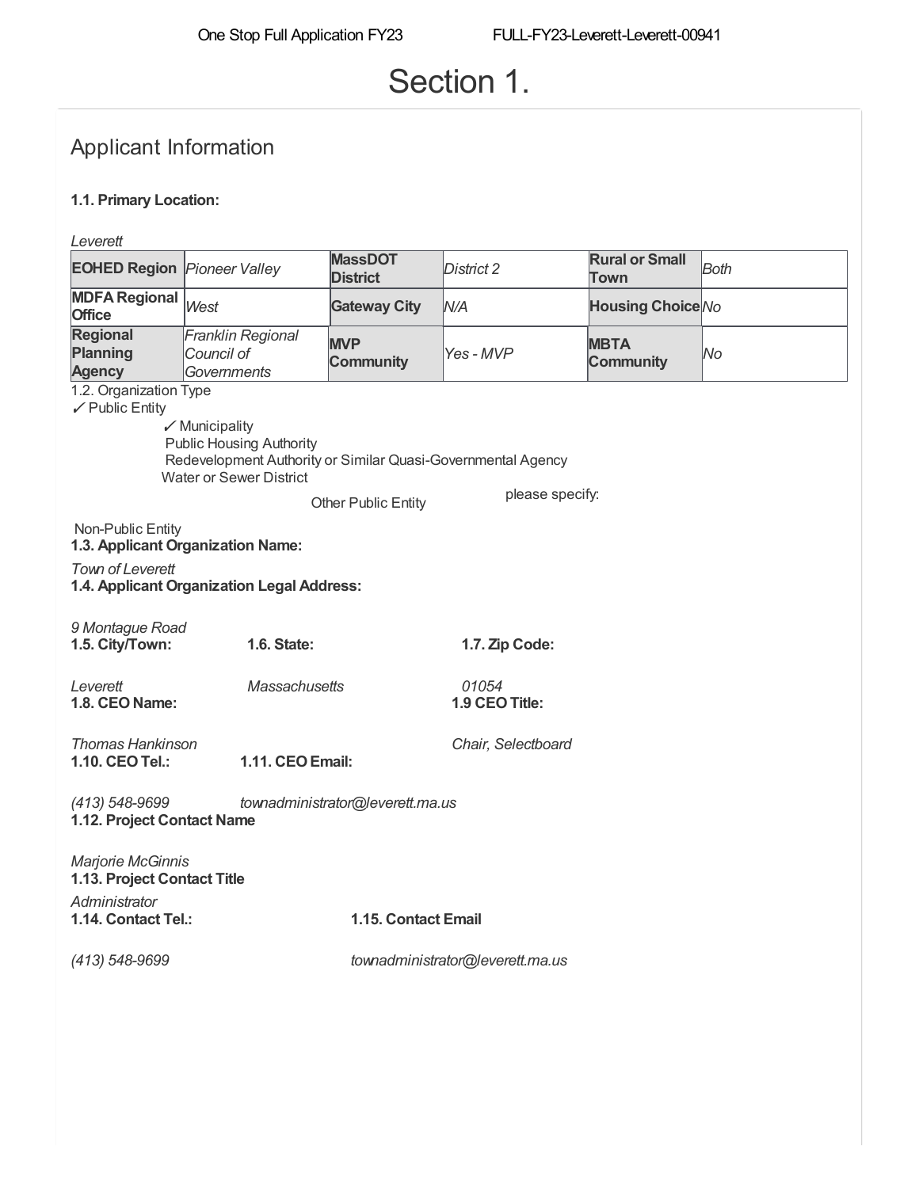# Section 1.

## Applicant Information

**1.1. Primary Location:**

*Leverett*

| | | | | | |
|---|---|---|---|---|---|
| **EOHED Region** | *Pioneer Valley* | **MassDOT District** | *District 2* | **Rural or Small Town** | *Both* |
| **MDFA Regional Office** | *West* | **Gateway City** | *N/A* | **Housing Choice** | *No* |
| **Regional Planning Agency** | *Franklin Regional Council of Governments* | **MVP Community** | *Yes - MVP* | **MBTA Community** | *No* |

1.2. Organization Type

✓ Public Entity

- ✓ Municipality
- Public Housing Authority
- Redevelopment Authority or Similar Quasi-Governmental Agency
- Water or Sewer District
- Other Public Entity — please specify:

Non-Public Entity

**1.3. Applicant Organization Name:**

*Town of Leverett*

**1.4. Applicant Organization Legal Address:**

*9 Montague Road*

| **1.5. City/Town:** | **1.6. State:** | **1.7. Zip Code:** |
|---|---|---|
| *Leverett* | *Massachusetts* | *01054* |

| **1.8. CEO Name:** | **1.9 CEO Title:** |
|---|---|
| *Thomas Hankinson* | *Chair, Selectboard* |

| **1.10. CEO Tel.:** | **1.11. CEO Email:** |
|---|---|
| *(413) 548-9699* | *townadministrator@leverett.ma.us* |

**1.12. Project Contact Name**

*Marjorie McGinnis*

**1.13. Project Contact Title**

*Administrator*

| **1.14. Contact Tel.:** | **1.15. Contact Email** |
|---|---|
| *(413) 548-9699* | *townadministrator@leverett.ma.us* |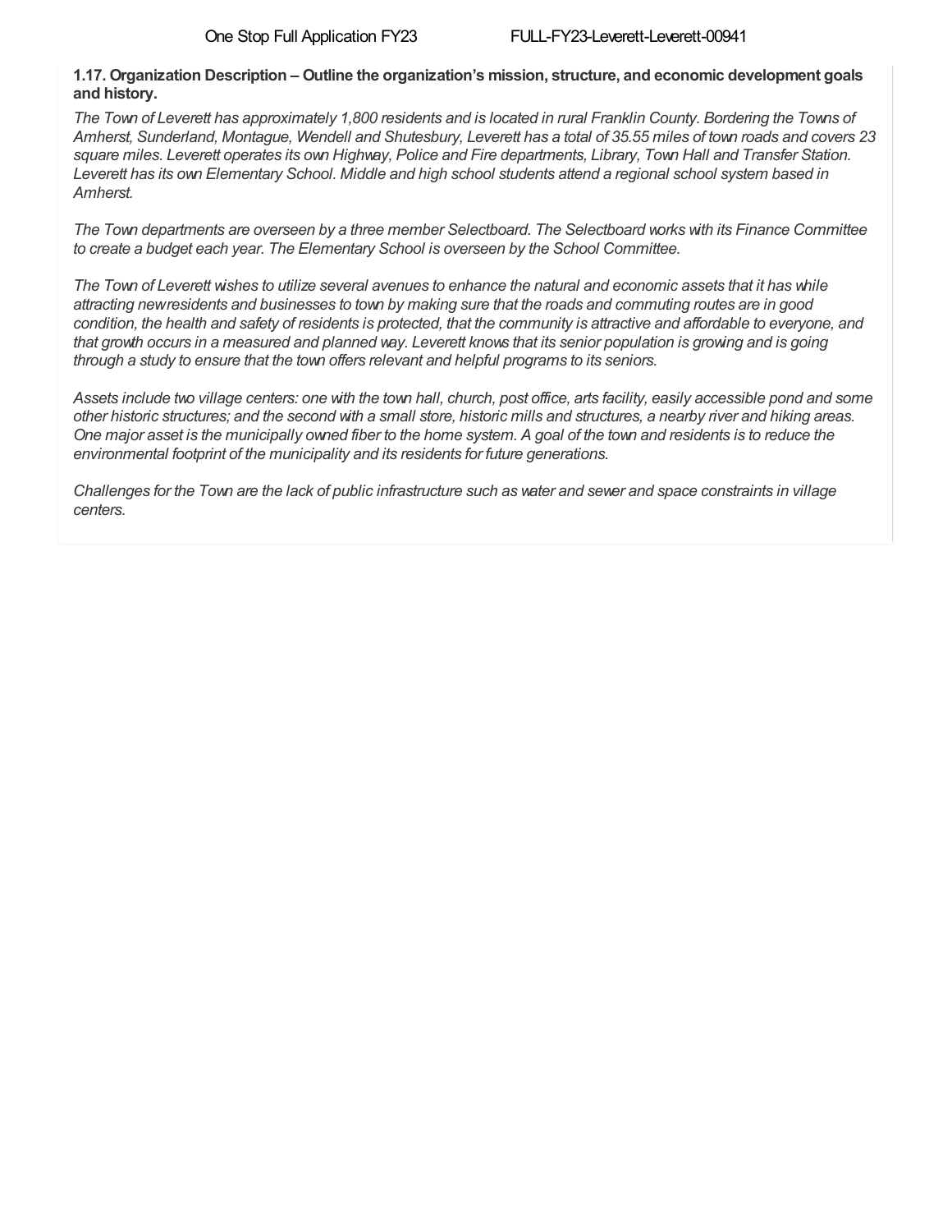**1.17. Organization Description – Outline the organization's mission, structure, and economic development goals and history.**

*The Town of Leverett has approximately 1,800 residents and is located in rural Franklin County. Bordering the Towns of Amherst, Sunderland, Montague, Wendell and Shutesbury, Leverett has a total of 35.55 miles of town roads and covers 23 square miles. Leverett operates its own Highway, Police and Fire departments, Library, Town Hall and Transfer Station. Leverett has its own Elementary School. Middle and high school students attend a regional school system based in Amherst.*

*The Town departments are overseen by a three member Selectboard. The Selectboard works with its Finance Committee to create a budget each year. The Elementary School is overseen by the School Committee.*

*The Town of Leverett wishes to utilize several avenues to enhance the natural and economic assets that it has while attracting new residents and businesses to town by making sure that the roads and commuting routes are in good condition, the health and safety of residents is protected, that the community is attractive and affordable to everyone, and that growth occurs in a measured and planned way. Leverett knows that its senior population is growing and is going through a study to ensure that the town offers relevant and helpful programs to its seniors.*

*Assets include two village centers: one with the town hall, church, post office, arts facility, easily accessible pond and some other historic structures; and the second with a small store, historic mills and structures, a nearby river and hiking areas. One major asset is the municipally owned fiber to the home system. A goal of the town and residents is to reduce the environmental footprint of the municipality and its residents for future generations.*

*Challenges for the Town are the lack of public infrastructure such as water and sewer and space constraints in village centers.*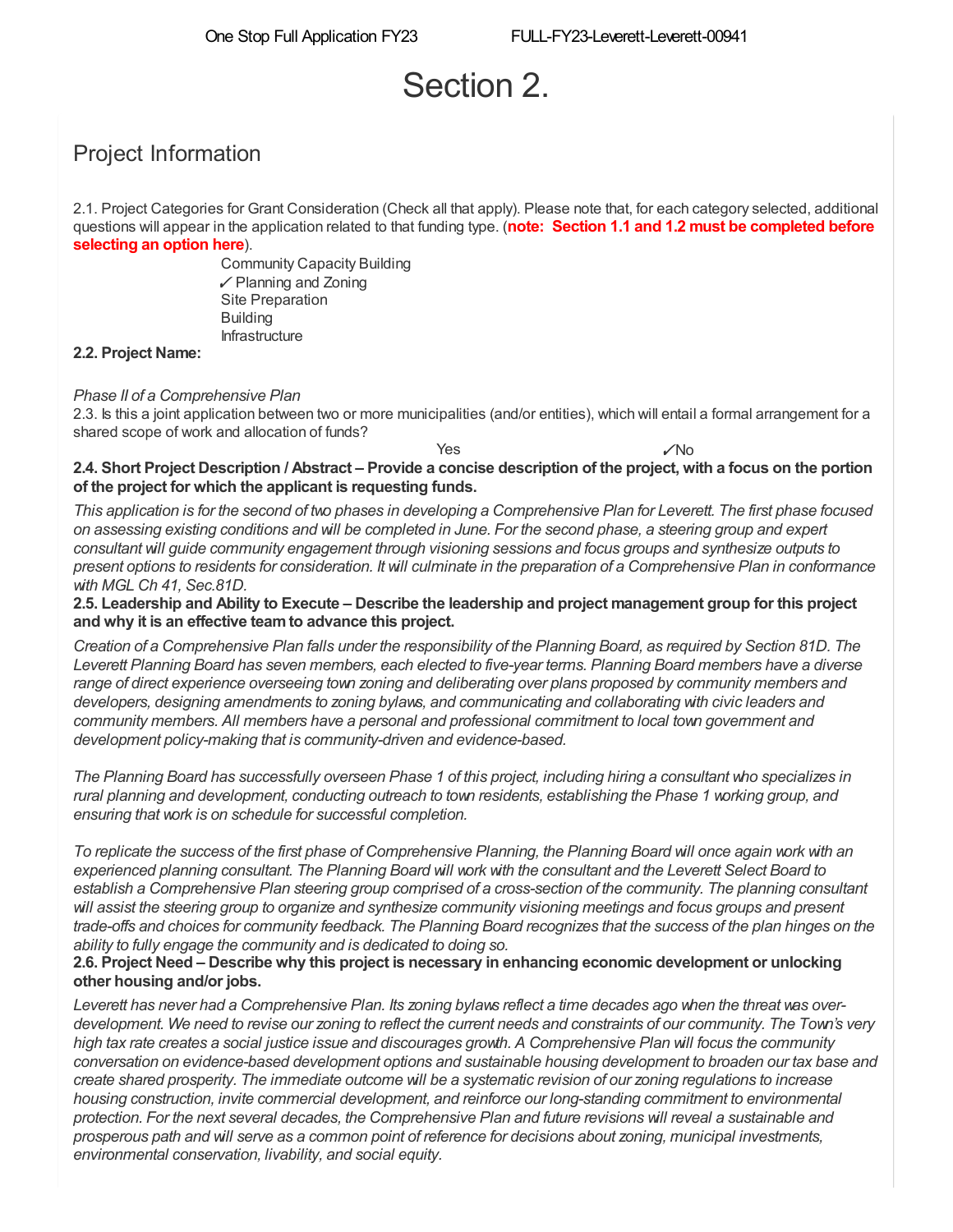# Section 2.

## Project Information

2.1. Project Categories for Grant Consideration (Check all that apply). Please note that, for each category selected, additional questions will appear in the application related to that funding type. (**note: Section 1.1 and 1.2 must be completed before selecting an option here**).

- Community Capacity Building
- ✓ Planning and Zoning
- Site Preparation
- Building
- Infrastructure

**2.2. Project Name:**

*Phase II of a Comprehensive Plan*

2.3. Is this a joint application between two or more municipalities (and/or entities), which will entail a formal arrangement for a shared scope of work and allocation of funds?

Yes ✓No

**2.4. Short Project Description / Abstract – Provide a concise description of the project, with a focus on the portion of the project for which the applicant is requesting funds.**

*This application is for the second of two phases in developing a Comprehensive Plan for Leverett. The first phase focused on assessing existing conditions and will be completed in June. For the second phase, a steering group and expert consultant will guide community engagement through visioning sessions and focus groups and synthesize outputs to present options to residents for consideration. It will culminate in the preparation of a Comprehensive Plan in conformance with MGL Ch 41, Sec.81D.*

**2.5. Leadership and Ability to Execute – Describe the leadership and project management group for this project and why it is an effective team to advance this project.**

*Creation of a Comprehensive Plan falls under the responsibility of the Planning Board, as required by Section 81D. The Leverett Planning Board has seven members, each elected to five-year terms. Planning Board members have a diverse range of direct experience overseeing town zoning and deliberating over plans proposed by community members and developers, designing amendments to zoning bylaws, and communicating and collaborating with civic leaders and community members. All members have a personal and professional commitment to local town government and development policy-making that is community-driven and evidence-based.*

*The Planning Board has successfully overseen Phase 1 of this project, including hiring a consultant who specializes in rural planning and development, conducting outreach to town residents, establishing the Phase 1 working group, and ensuring that work is on schedule for successful completion.*

*To replicate the success of the first phase of Comprehensive Planning, the Planning Board will once again work with an experienced planning consultant. The Planning Board will work with the consultant and the Leverett Select Board to establish a Comprehensive Plan steering group comprised of a cross-section of the community. The planning consultant will assist the steering group to organize and synthesize community visioning meetings and focus groups and present trade-offs and choices for community feedback. The Planning Board recognizes that the success of the plan hinges on the ability to fully engage the community and is dedicated to doing so.*

**2.6. Project Need – Describe why this project is necessary in enhancing economic development or unlocking other housing and/or jobs.**

*Leverett has never had a Comprehensive Plan. Its zoning bylaws reflect a time decades ago when the threat was over-development. We need to revise our zoning to reflect the current needs and constraints of our community. The Town's very high tax rate creates a social justice issue and discourages growth. A Comprehensive Plan will focus the community conversation on evidence-based development options and sustainable housing development to broaden our tax base and create shared prosperity. The immediate outcome will be a systematic revision of our zoning regulations to increase housing construction, invite commercial development, and reinforce our long-standing commitment to environmental protection. For the next several decades, the Comprehensive Plan and future revisions will reveal a sustainable and prosperous path and will serve as a common point of reference for decisions about zoning, municipal investments, environmental conservation, livability, and social equity.*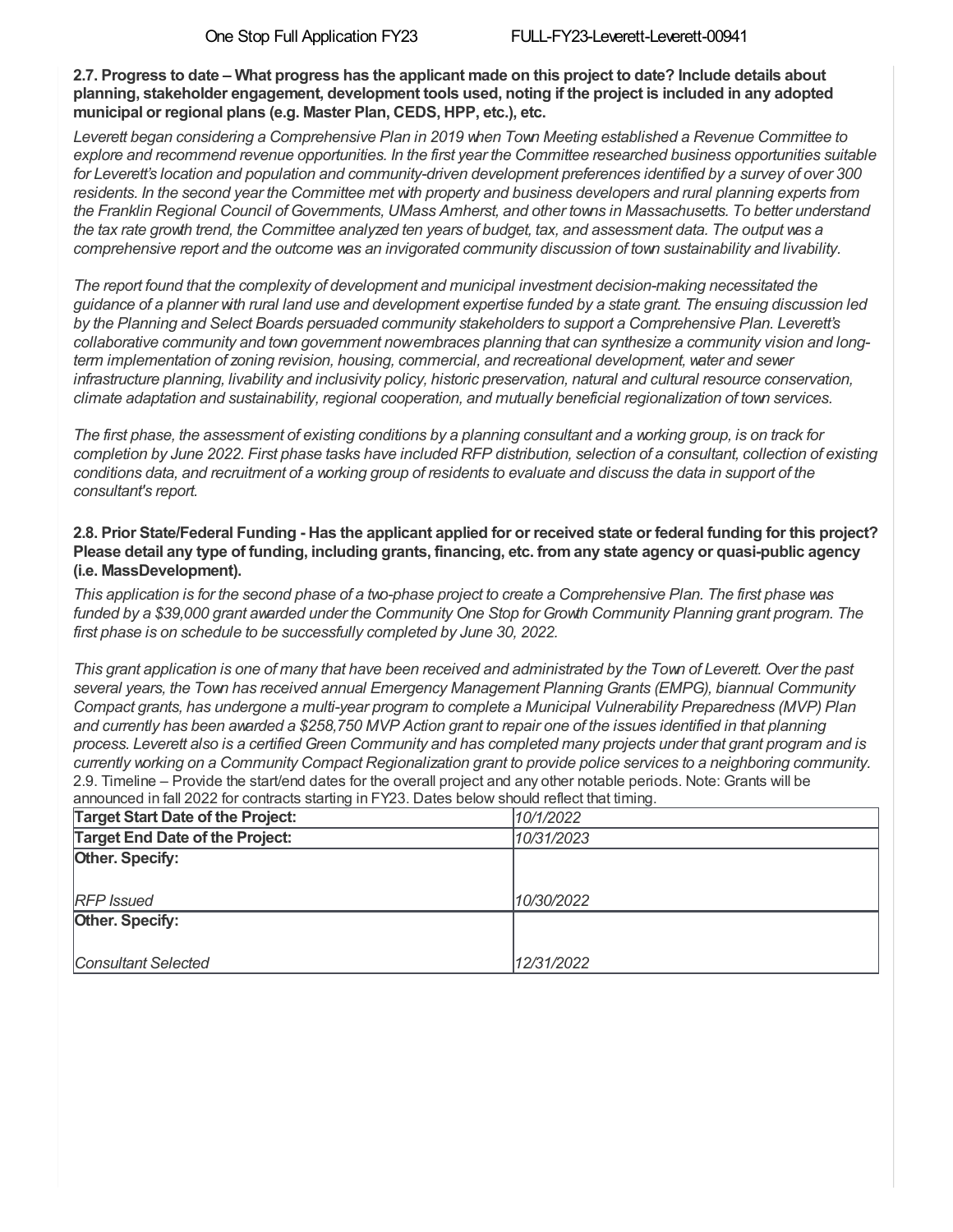**2.7. Progress to date – What progress has the applicant made on this project to date? Include details about planning, stakeholder engagement, development tools used, noting if the project is included in any adopted municipal or regional plans (e.g. Master Plan, CEDS, HPP, etc.), etc.**

*Leverett began considering a Comprehensive Plan in 2019 when Town Meeting established a Revenue Committee to explore and recommend revenue opportunities. In the first year the Committee researched business opportunities suitable for Leverett's location and population and community-driven development preferences identified by a survey of over 300 residents. In the second year the Committee met with property and business developers and rural planning experts from the Franklin Regional Council of Governments, UMass Amherst, and other towns in Massachusetts. To better understand the tax rate growth trend, the Committee analyzed ten years of budget, tax, and assessment data. The output was a comprehensive report and the outcome was an invigorated community discussion of town sustainability and livability.*

*The report found that the complexity of development and municipal investment decision-making necessitated the guidance of a planner with rural land use and development expertise funded by a state grant. The ensuing discussion led by the Planning and Select Boards persuaded community stakeholders to support a Comprehensive Plan. Leverett's collaborative community and town government nowembraces planning that can synthesize a community vision and long-term implementation of zoning revision, housing, commercial, and recreational development, water and sewer infrastructure planning, livability and inclusivity policy, historic preservation, natural and cultural resource conservation, climate adaptation and sustainability, regional cooperation, and mutually beneficial regionalization of town services.*

*The first phase, the assessment of existing conditions by a planning consultant and a working group, is on track for completion by June 2022. First phase tasks have included RFP distribution, selection of a consultant, collection of existing conditions data, and recruitment of a working group of residents to evaluate and discuss the data in support of the consultant's report.*

**2.8. Prior State/Federal Funding - Has the applicant applied for or received state or federal funding for this project? Please detail any type of funding, including grants, financing, etc. from any state agency or quasi-public agency (i.e. MassDevelopment).**

*This application is for the second phase of a two-phase project to create a Comprehensive Plan. The first phase was funded by a $39,000 grant awarded under the Community One Stop for Growth Community Planning grant program. The first phase is on schedule to be successfully completed by June 30, 2022.*

*This grant application is one of many that have been received and administrated by the Town of Leverett. Over the past several years, the Town has received annual Emergency Management Planning Grants (EMPG), biannual Community Compact grants, has undergone a multi-year program to complete a Municipal Vulnerability Preparedness (MVP) Plan and currently has been awarded a $258,750 MVP Action grant to repair one of the issues identified in that planning process. Leverett also is a certified Green Community and has completed many projects under that grant program and is currently working on a Community Compact Regionalization grant to provide police services to a neighboring community.*

2.9. Timeline – Provide the start/end dates for the overall project and any other notable periods. Note: Grants will be announced in fall 2022 for contracts starting in FY23. Dates below should reflect that timing.

| | |
|---|---|
| **Target Start Date of the Project:** | *10/1/2022* |
| **Target End Date of the Project:** | *10/31/2023* |
| **Other. Specify:** *RFP Issued* | *10/30/2022* |
| **Other. Specify:** *Consultant Selected* | *12/31/2022* |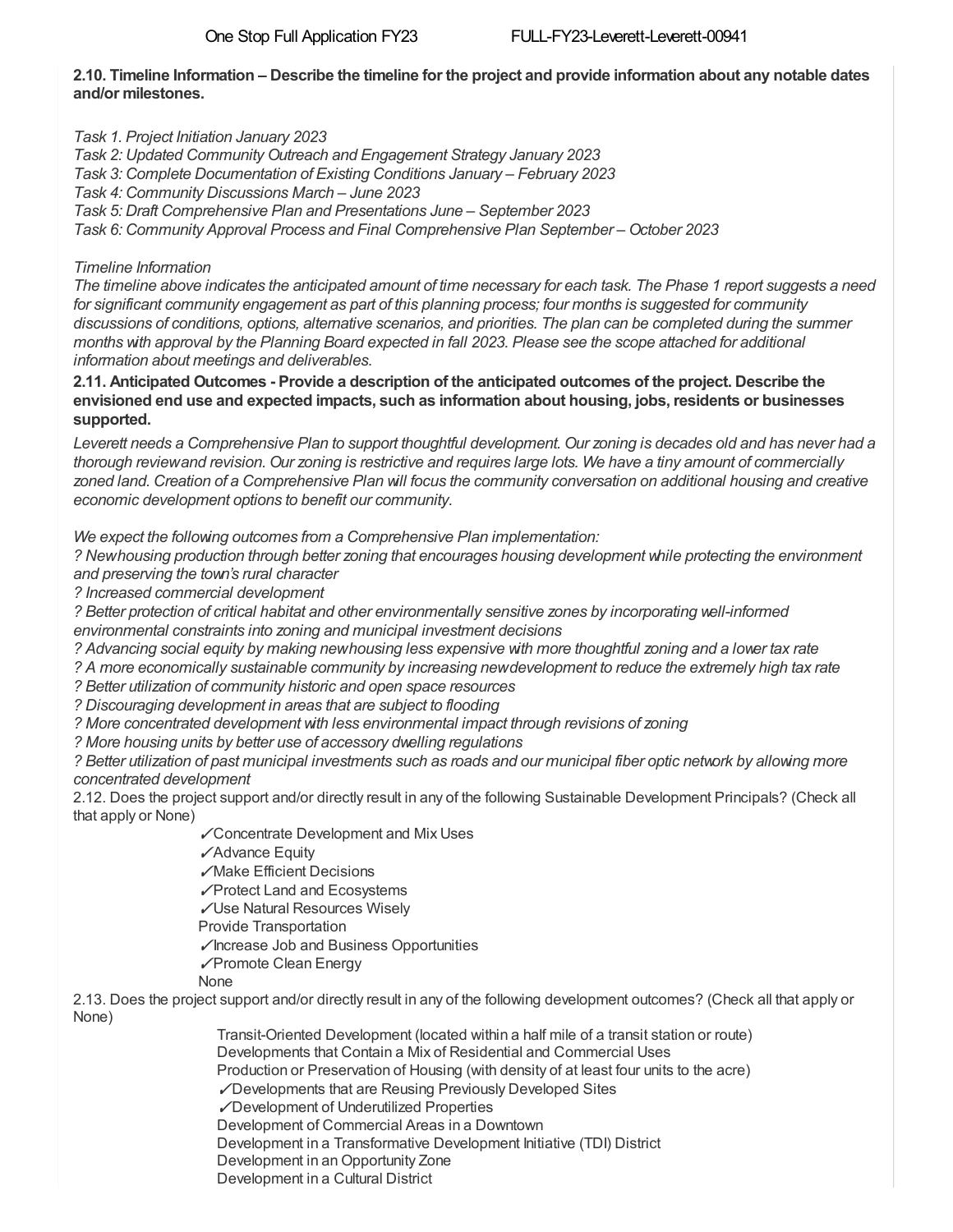**2.10. Timeline Information – Describe the timeline for the project and provide information about any notable dates and/or milestones.**

*Task 1. Project Initiation January 2023*
*Task 2: Updated Community Outreach and Engagement Strategy January 2023*
*Task 3: Complete Documentation of Existing Conditions January – February 2023*
*Task 4: Community Discussions March – June 2023*
*Task 5: Draft Comprehensive Plan and Presentations June – September 2023*
*Task 6: Community Approval Process and Final Comprehensive Plan September – October 2023*

*Timeline Information*
*The timeline above indicates the anticipated amount of time necessary for each task. The Phase 1 report suggests a need for significant community engagement as part of this planning process; four months is suggested for community discussions of conditions, options, alternative scenarios, and priorities. The plan can be completed during the summer months with approval by the Planning Board expected in fall 2023. Please see the scope attached for additional information about meetings and deliverables.*

**2.11. Anticipated Outcomes - Provide a description of the anticipated outcomes of the project. Describe the envisioned end use and expected impacts, such as information about housing, jobs, residents or businesses supported.**

*Leverett needs a Comprehensive Plan to support thoughtful development. Our zoning is decades old and has never had a thorough reviewand revision. Our zoning is restrictive and requires large lots. We have a tiny amount of commercially zoned land. Creation of a Comprehensive Plan will focus the community conversation on additional housing and creative economic development options to benefit our community.*

*We expect the following outcomes from a Comprehensive Plan implementation:*
*? Newhousing production through better zoning that encourages housing development while protecting the environment and preserving the town's rural character*
*? Increased commercial development*
*? Better protection of critical habitat and other environmentally sensitive zones by incorporating well-informed environmental constraints into zoning and municipal investment decisions*
*? Advancing social equity by making newhousing less expensive with more thoughtful zoning and a lower tax rate*
*? A more economically sustainable community by increasing newdevelopment to reduce the extremely high tax rate*
*? Better utilization of community historic and open space resources*
*? Discouraging development in areas that are subject to flooding*
*? More concentrated development with less environmental impact through revisions of zoning*
*? More housing units by better use of accessory dwelling regulations*
*? Better utilization of past municipal investments such as roads and our municipal fiber optic network by allowing more concentrated development*

2.12. Does the project support and/or directly result in any of the following Sustainable Development Principals? (Check all that apply or None)

✓Concentrate Development and Mix Uses
✓Advance Equity
✓Make Efficient Decisions
✓Protect Land and Ecosystems
✓Use Natural Resources Wisely
Provide Transportation
✓Increase Job and Business Opportunities
✓Promote Clean Energy
None

2.13. Does the project support and/or directly result in any of the following development outcomes? (Check all that apply or None)

Transit-Oriented Development (located within a half mile of a transit station or route)
Developments that Contain a Mix of Residential and Commercial Uses
Production or Preservation of Housing (with density of at least four units to the acre)
✓Developments that are Reusing Previously Developed Sites
✓Development of Underutilized Properties
Development of Commercial Areas in a Downtown
Development in a Transformative Development Initiative (TDI) District
Development in an Opportunity Zone
Development in a Cultural District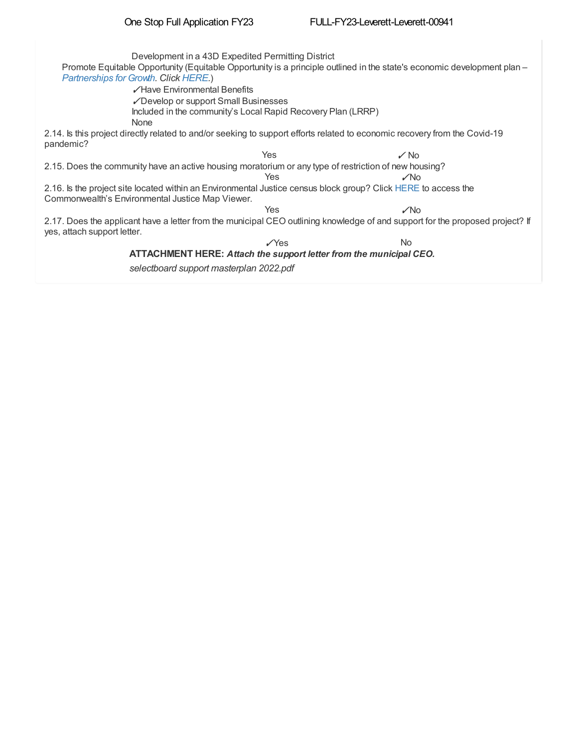Development in a 43D Expedited Permitting District

Promote Equitable Opportunity (Equitable Opportunity is a principle outlined in the state's economic development plan – *Partnerships for Growth*. *Click HERE.*)

✓Have Environmental Benefits

✓Develop or support Small Businesses

Included in the community's Local Rapid Recovery Plan (LRRP)

None

2.14. Is this project directly related to and/or seeking to support efforts related to economic recovery from the Covid-19 pandemic?

Yes ✓ No

2.15. Does the community have an active housing moratorium or any type of restriction of new housing?

Yes ✓No

2.16. Is the project site located within an Environmental Justice census block group? Click HERE to access the Commonwealth's Environmental Justice Map Viewer.

Yes ✓No

2.17. Does the applicant have a letter from the municipal CEO outlining knowledge of and support for the proposed project? If yes, attach support letter.

✓Yes No

**ATTACHMENT HERE:** ***Attach the support letter from the municipal CEO.***

*selectboard support masterplan 2022.pdf*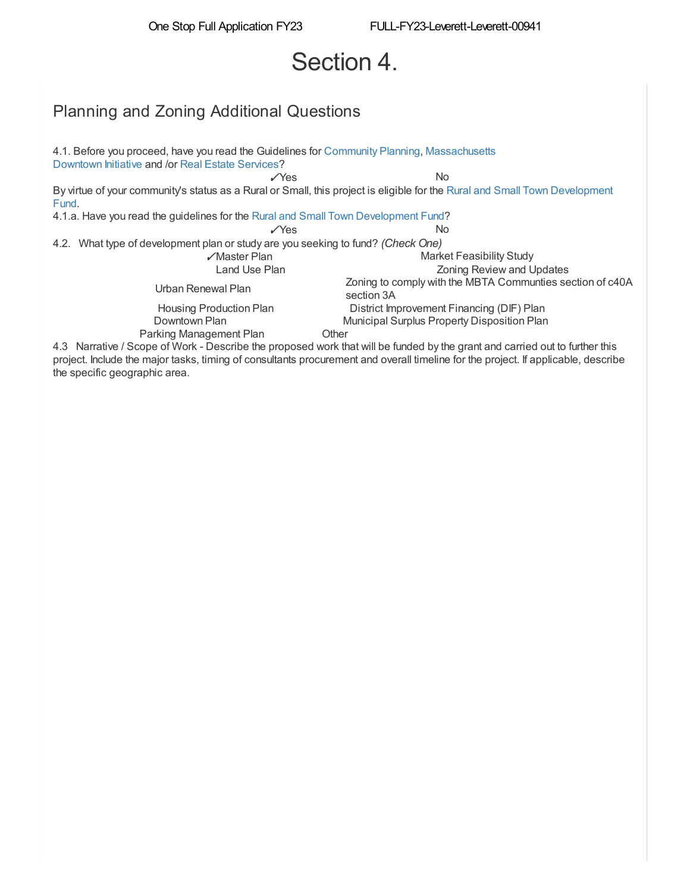# Section 4.

## Planning and Zoning Additional Questions

4.1. Before you proceed, have you read the Guidelines for Community Planning, Massachusetts Downtown Initiative and /or Real Estate Services?

✓Yes No

By virtue of your community's status as a Rural or Small, this project is eligible for the Rural and Small Town Development Fund.

4.1.a. Have you read the guidelines for the Rural and Small Town Development Fund?

✓Yes No

4.2. What type of development plan or study are you seeking to fund? *(Check One)*

- ✓Master Plan
- Market Feasibility Study
- Land Use Plan
- Zoning Review and Updates
- Urban Renewal Plan
- Zoning to comply with the MBTA Communties section of c40A section 3A
- Housing Production Plan
- District Improvement Financing (DIF) Plan
- Downtown Plan
- Municipal Surplus Property Disposition Plan
- Parking Management Plan
- Other

4.3 Narrative / Scope of Work - Describe the proposed work that will be funded by the grant and carried out to further this project. Include the major tasks, timing of consultants procurement and overall timeline for the project. If applicable, describe the specific geographic area.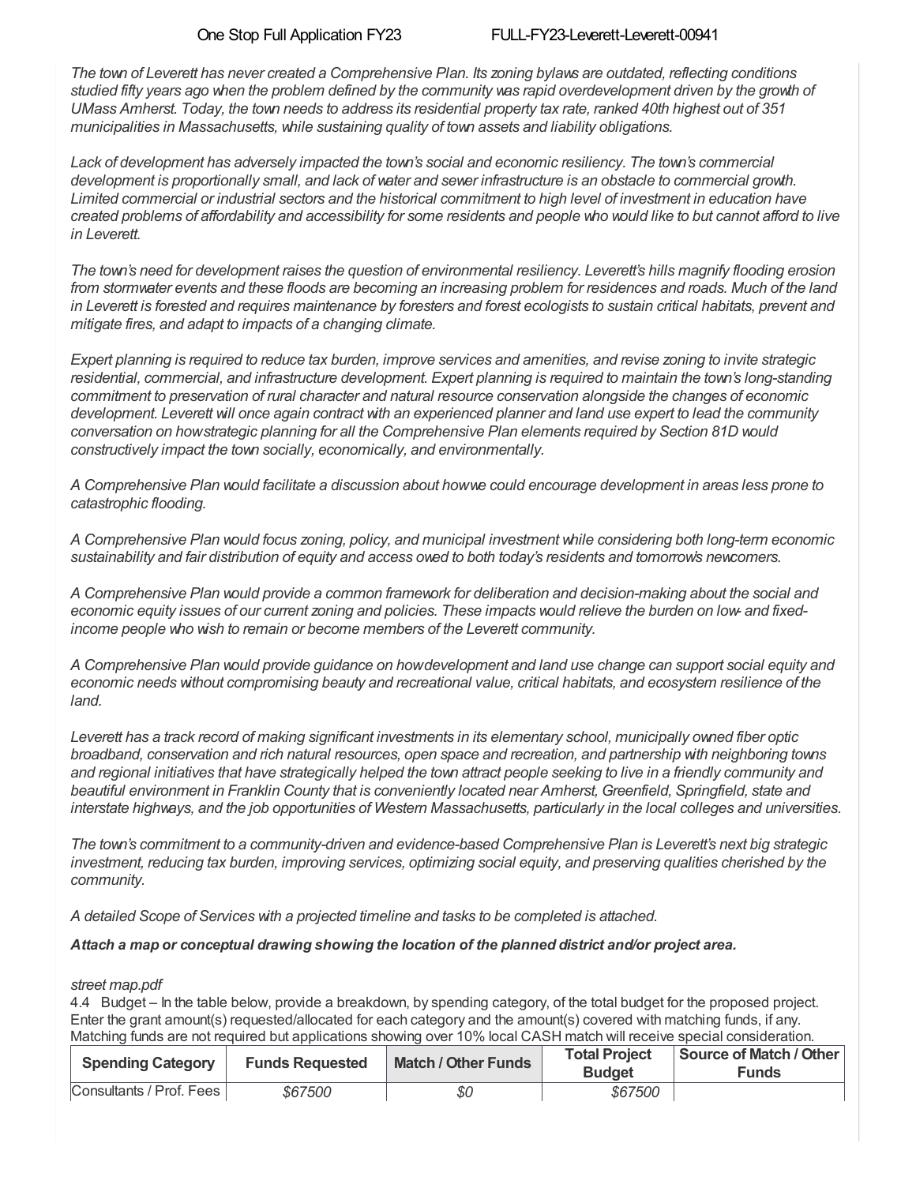*The town of Leverett has never created a Comprehensive Plan. Its zoning bylaws are outdated, reflecting conditions studied fifty years ago when the problem defined by the community was rapid overdevelopment driven by the growth of UMass Amherst. Today, the town needs to address its residential property tax rate, ranked 40th highest out of 351 municipalities in Massachusetts, while sustaining quality of town assets and liability obligations.*

*Lack of development has adversely impacted the town's social and economic resiliency. The town's commercial development is proportionally small, and lack of water and sewer infrastructure is an obstacle to commercial growth. Limited commercial or industrial sectors and the historical commitment to high level of investment in education have created problems of affordability and accessibility for some residents and people who would like to but cannot afford to live in Leverett.*

*The town's need for development raises the question of environmental resiliency. Leverett's hills magnify flooding erosion from stormwater events and these floods are becoming an increasing problem for residences and roads. Much of the land in Leverett is forested and requires maintenance by foresters and forest ecologists to sustain critical habitats, prevent and mitigate fires, and adapt to impacts of a changing climate.*

*Expert planning is required to reduce tax burden, improve services and amenities, and revise zoning to invite strategic residential, commercial, and infrastructure development. Expert planning is required to maintain the town's long-standing commitment to preservation of rural character and natural resource conservation alongside the changes of economic development. Leverett will once again contract with an experienced planner and land use expert to lead the community conversation on how strategic planning for all the Comprehensive Plan elements required by Section 81D would constructively impact the town socially, economically, and environmentally.*

*A Comprehensive Plan would facilitate a discussion about how we could encourage development in areas less prone to catastrophic flooding.*

*A Comprehensive Plan would focus zoning, policy, and municipal investment while considering both long-term economic sustainability and fair distribution of equity and access owed to both today's residents and tomorrow's newcomers.*

*A Comprehensive Plan would provide a common framework for deliberation and decision-making about the social and economic equity issues of our current zoning and policies. These impacts would relieve the burden on low- and fixed-income people who wish to remain or become members of the Leverett community.*

*A Comprehensive Plan would provide guidance on how development and land use change can support social equity and economic needs without compromising beauty and recreational value, critical habitats, and ecosystem resilience of the land.*

*Leverett has a track record of making significant investments in its elementary school, municipally owned fiber optic broadband, conservation and rich natural resources, open space and recreation, and partnership with neighboring towns and regional initiatives that have strategically helped the town attract people seeking to live in a friendly community and beautiful environment in Franklin County that is conveniently located near Amherst, Greenfield, Springfield, state and interstate highways, and the job opportunities of Western Massachusetts, particularly in the local colleges and universities.*

*The town's commitment to a community-driven and evidence-based Comprehensive Plan is Leverett's next big strategic investment, reducing tax burden, improving services, optimizing social equity, and preserving qualities cherished by the community.*

*A detailed Scope of Services with a projected timeline and tasks to be completed is attached.*

***Attach a map or conceptual drawing showing the location of the planned district and/or project area.***

*street map.pdf*

4.4 Budget – In the table below, provide a breakdown, by spending category, of the total budget for the proposed project. Enter the grant amount(s) requested/allocated for each category and the amount(s) covered with matching funds, if any. Matching funds are not required but applications showing over 10% local CASH match will receive special consideration.

| Spending Category | Funds Requested | Match / Other Funds | Total Project Budget | Source of Match / Other Funds |
|---|---|---|---|---|
| Consultants / Prof. Fees | *$67500* | *$0* | *$67500* | |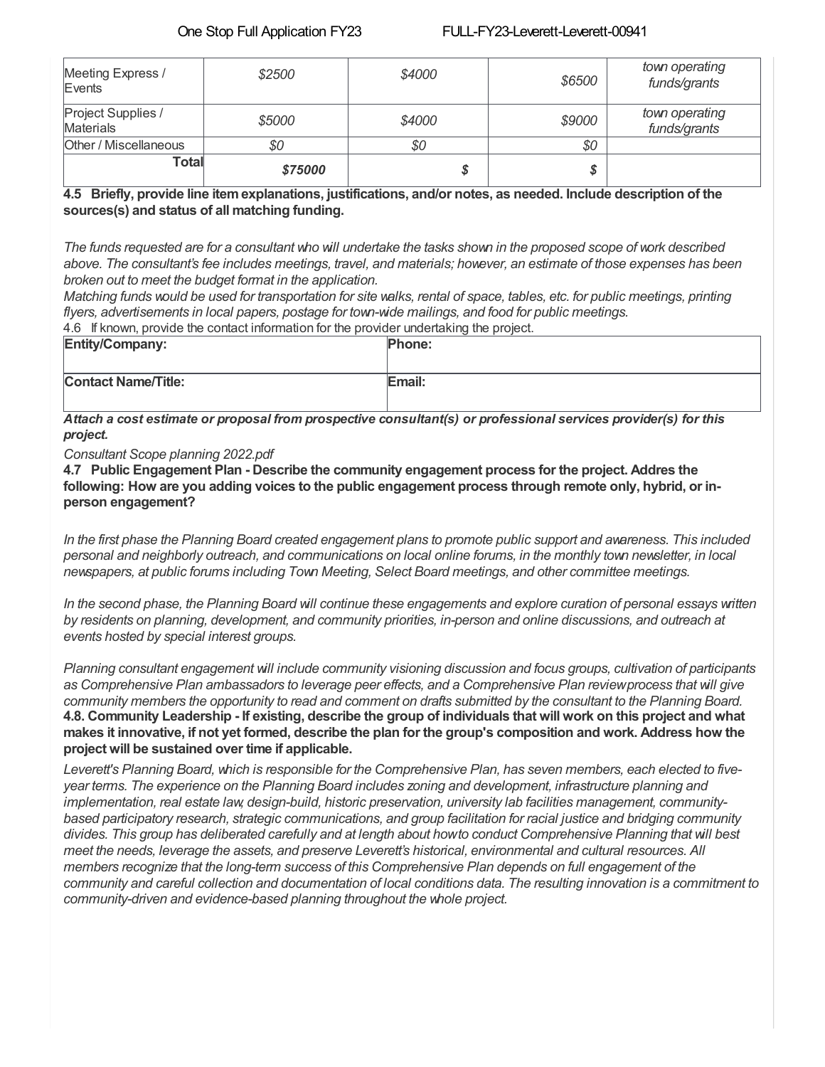| Meeting Express / Events | *$2500* | *$4000* | *$6500* | *town operating funds/grants* |
| --- | --- | --- | --- | --- |
| Project Supplies / Materials | *$5000* | *$4000* | *$9000* | *town operating funds/grants* |
| Other / Miscellaneous | *$0* | *$0* | *$0* | |
| **Total** | ***$75000*** | ***$*** | ***$*** | |

**4.5 Briefly, provide line item explanations, justifications, and/or notes, as needed. Include description of the sources(s) and status of all matching funding.**

*The funds requested are for a consultant who will undertake the tasks shown in the proposed scope of work described above. The consultant's fee includes meetings, travel, and materials; however, an estimate of those expenses has been broken out to meet the budget format in the application.*
*Matching funds would be used for transportation for site walks, rental of space, tables, etc. for public meetings, printing flyers, advertisements in local papers, postage for town-wide mailings, and food for public meetings.*

4.6 If known, provide the contact information for the provider undertaking the project.

| **Entity/Company:** | **Phone:** |
| --- | --- |
| **Contact Name/Title:** | **Email:** |

***Attach a cost estimate or proposal from prospective consultant(s) or professional services provider(s) for this project.***

*Consultant Scope planning 2022.pdf*

**4.7 Public Engagement Plan - Describe the community engagement process for the project. Addres the following: How are you adding voices to the public engagement process through remote only, hybrid, or in-person engagement?**

*In the first phase the Planning Board created engagement plans to promote public support and awareness. This included personal and neighborly outreach, and communications on local online forums, in the monthly town newsletter, in local newspapers, at public forums including Town Meeting, Select Board meetings, and other committee meetings.*

*In the second phase, the Planning Board will continue these engagements and explore curation of personal essays written by residents on planning, development, and community priorities, in-person and online discussions, and outreach at events hosted by special interest groups.*

*Planning consultant engagement will include community visioning discussion and focus groups, cultivation of participants as Comprehensive Plan ambassadors to leverage peer effects, and a Comprehensive Plan review process that will give community members the opportunity to read and comment on drafts submitted by the consultant to the Planning Board.*

**4.8. Community Leadership - If existing, describe the group of individuals that will work on this project and what makes it innovative, if not yet formed, describe the plan for the group's composition and work. Address how the project will be sustained over time if applicable.**

*Leverett's Planning Board, which is responsible for the Comprehensive Plan, has seven members, each elected to five-year terms. The experience on the Planning Board includes zoning and development, infrastructure planning and implementation, real estate law, design-build, historic preservation, university lab facilities management, community-based participatory research, strategic communications, and group facilitation for racial justice and bridging community divides. This group has deliberated carefully and at length about how to conduct Comprehensive Planning that will best meet the needs, leverage the assets, and preserve Leverett's historical, environmental and cultural resources. All members recognize that the long-term success of this Comprehensive Plan depends on full engagement of the community and careful collection and documentation of local conditions data. The resulting innovation is a commitment to community-driven and evidence-based planning throughout the whole project.*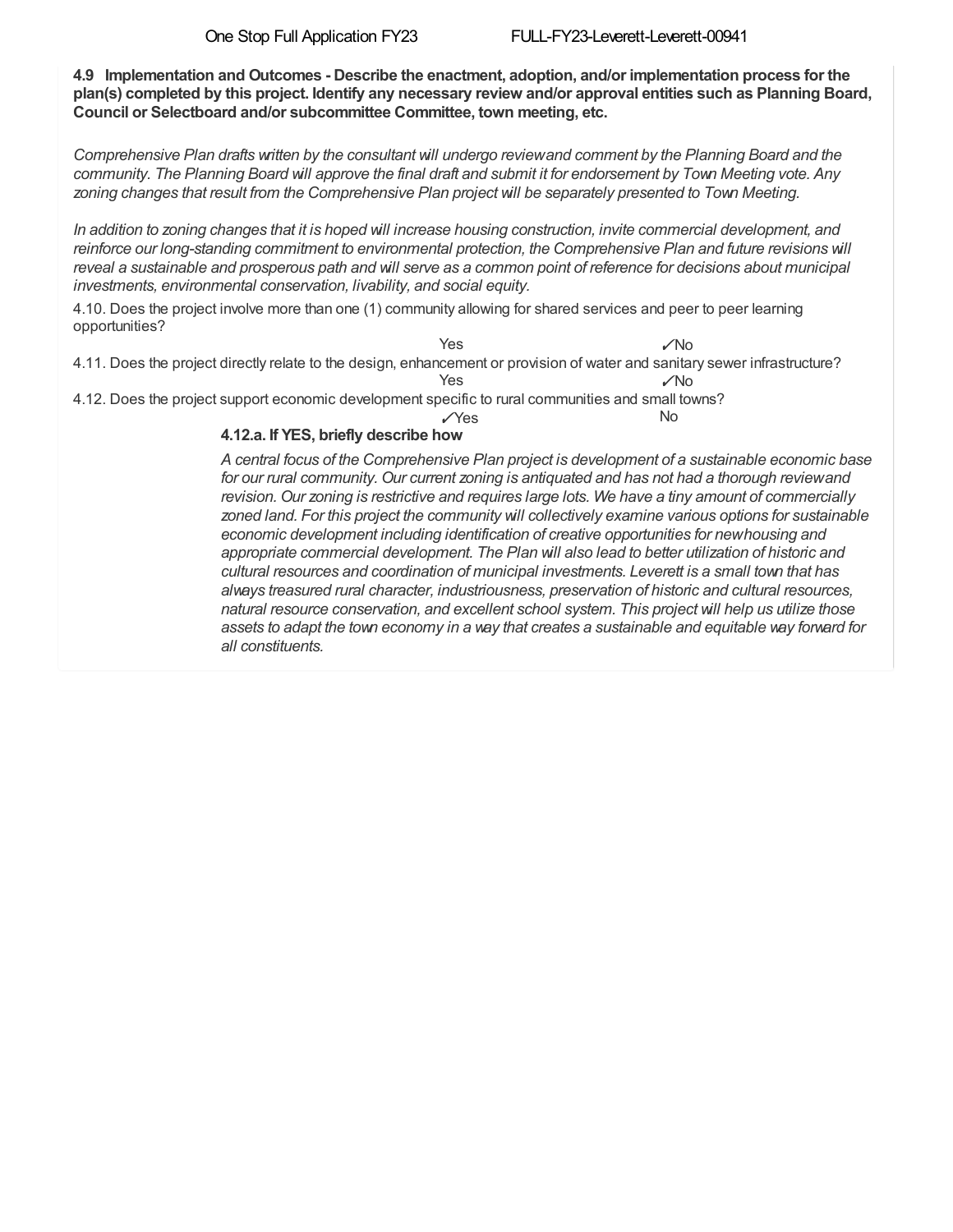**4.9 Implementation and Outcomes - Describe the enactment, adoption, and/or implementation process for the plan(s) completed by this project. Identify any necessary review and/or approval entities such as Planning Board, Council or Selectboard and/or subcommittee Committee, town meeting, etc.**

*Comprehensive Plan drafts written by the consultant will undergo review and comment by the Planning Board and the community. The Planning Board will approve the final draft and submit it for endorsement by Town Meeting vote. Any zoning changes that result from the Comprehensive Plan project will be separately presented to Town Meeting.*

*In addition to zoning changes that it is hoped will increase housing construction, invite commercial development, and reinforce our long-standing commitment to environmental protection, the Comprehensive Plan and future revisions will reveal a sustainable and prosperous path and will serve as a common point of reference for decisions about municipal investments, environmental conservation, livability, and social equity.*

4.10. Does the project involve more than one (1) community allowing for shared services and peer to peer learning opportunities?

Yes ✓No

4.11. Does the project directly relate to the design, enhancement or provision of water and sanitary sewer infrastructure?

Yes ✓No

4.12. Does the project support economic development specific to rural communities and small towns?

✓Yes No

**4.12.a. If YES, briefly describe how**

*A central focus of the Comprehensive Plan project is development of a sustainable economic base for our rural community. Our current zoning is antiquated and has not had a thorough review and revision. Our zoning is restrictive and requires large lots. We have a tiny amount of commercially zoned land. For this project the community will collectively examine various options for sustainable economic development including identification of creative opportunities for new housing and appropriate commercial development. The Plan will also lead to better utilization of historic and cultural resources and coordination of municipal investments. Leverett is a small town that has always treasured rural character, industriousness, preservation of historic and cultural resources, natural resource conservation, and excellent school system. This project will help us utilize those assets to adapt the town economy in a way that creates a sustainable and equitable way forward for all constituents.*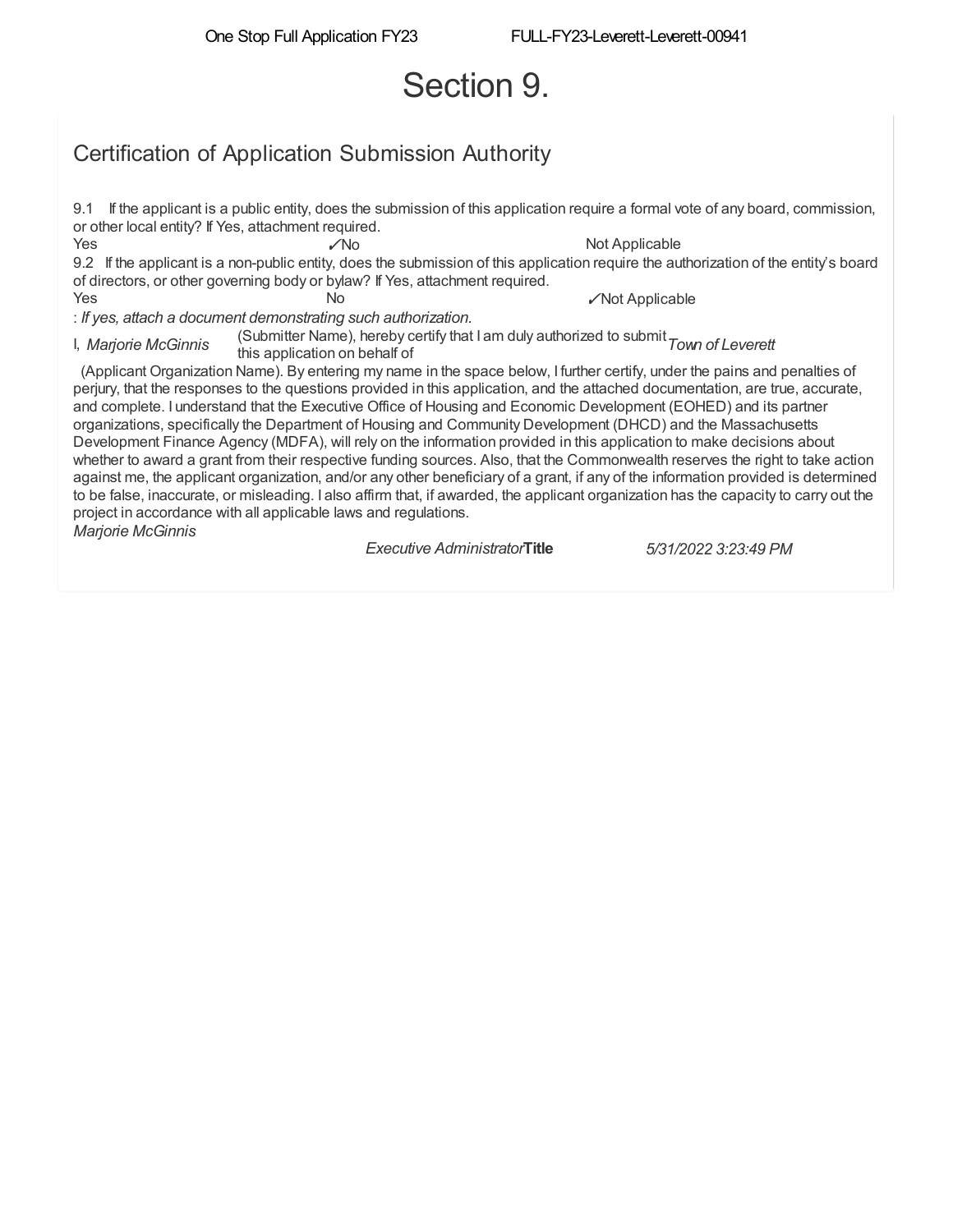# Section 9.

## Certification of Application Submission Authority

9.1 If the applicant is a public entity, does the submission of this application require a formal vote of any board, commission, or other local entity? If Yes, attachment required.

Yes ✓No Not Applicable

9.2 If the applicant is a non-public entity, does the submission of this application require the authorization of the entity's board of directors, or other governing body or bylaw? If Yes, attachment required.

Yes No ✓Not Applicable

: *If yes, attach a document demonstrating such authorization.*

I, *Marjorie McGinnis* (Submitter Name), hereby certify that I am duly authorized to submit this application on behalf of *Town of Leverett* (Applicant Organization Name). By entering my name in the space below, I further certify, under the pains and penalties of perjury, that the responses to the questions provided in this application, and the attached documentation, are true, accurate, and complete. I understand that the Executive Office of Housing and Economic Development (EOHED) and its partner organizations, specifically the Department of Housing and Community Development (DHCD) and the Massachusetts Development Finance Agency (MDFA), will rely on the information provided in this application to make decisions about whether to award a grant from their respective funding sources. Also, that the Commonwealth reserves the right to take action against me, the applicant organization, and/or any other beneficiary of a grant, if any of the information provided is determined to be false, inaccurate, or misleading. I also affirm that, if awarded, the applicant organization has the capacity to carry out the project in accordance with all applicable laws and regulations.

*Marjorie McGinnis*

*Executive Administrator* **Title** *5/31/2022 3:23:49 PM*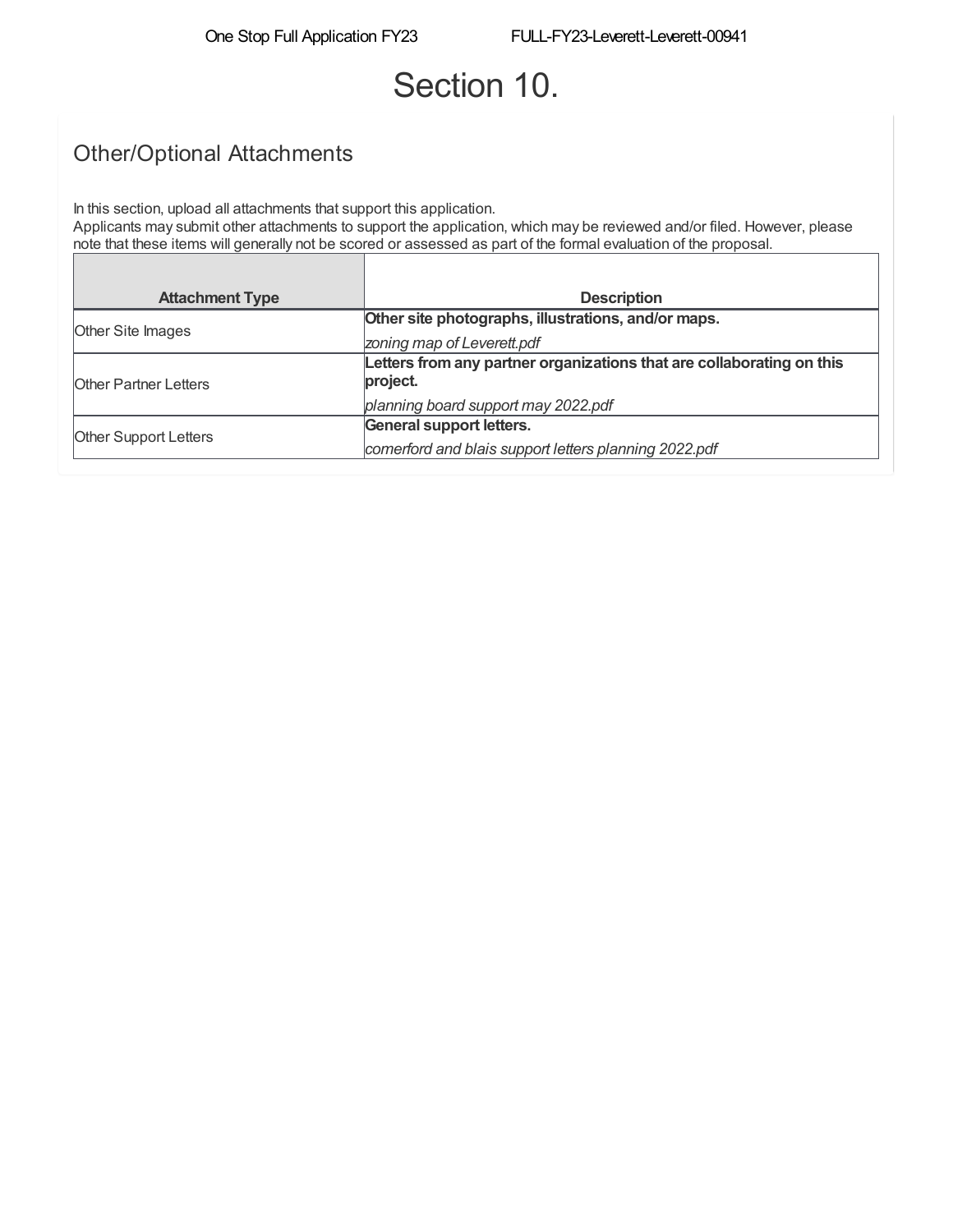# Section 10.

## Other/Optional Attachments

In this section, upload all attachments that support this application.
Applicants may submit other attachments to support the application, which may be reviewed and/or filed. However, please note that these items will generally not be scored or assessed as part of the formal evaluation of the proposal.

| Attachment Type | Description |
|---|---|
| Other Site Images | **Other site photographs, illustrations, and/or maps.** *zoning map of Leverett.pdf* |
| Other Partner Letters | **Letters from any partner organizations that are collaborating on this project.** *planning board support may 2022.pdf* |
| Other Support Letters | **General support letters.** *comerford and blais support letters planning 2022.pdf* |